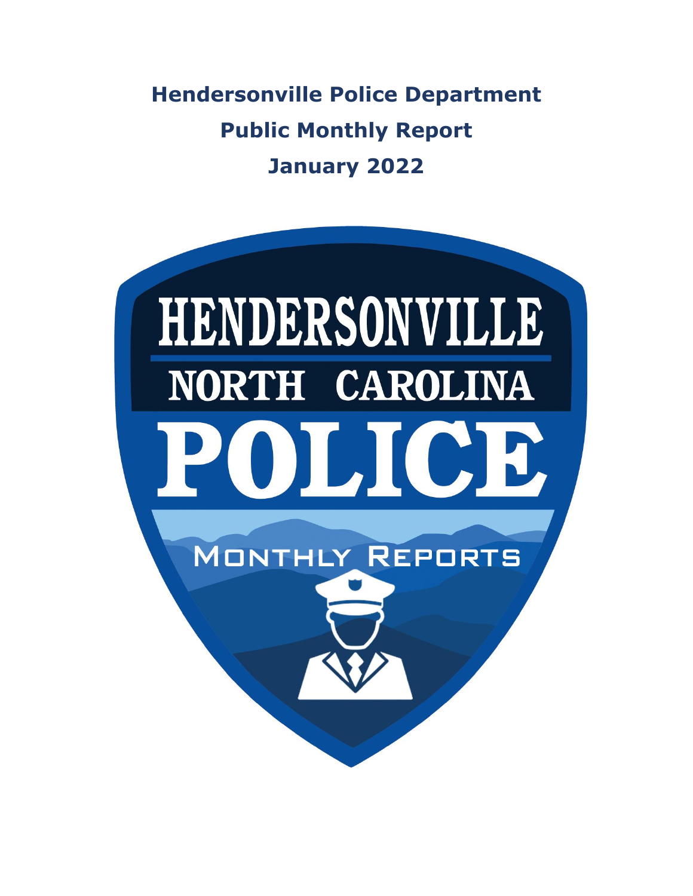# Hendersonville Police Department

# Public Monthly Report

# January 2022

HENDERSONVILLE

NORTH CAROLINA

POLICE

MONTHLY REPORTS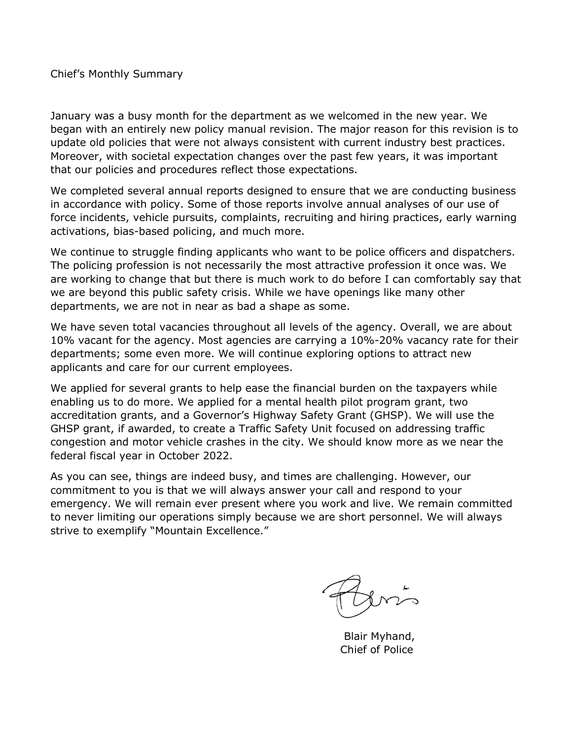# Chief's Monthly Summary

January was a busy month for the department as we welcomed in the new year. We began with an entirely new policy manual revision. The major reason for this revision is to update old policies that were not always consistent with current industry best practices. Moreover, with societal expectation changes over the past few years, it was important that our policies and procedures reflect those expectations.

We completed several annual reports designed to ensure that we are conducting business in accordance with policy. Some of those reports involve annual analyses of our use of force incidents, vehicle pursuits, complaints, recruiting and hiring practices, early warning activations, bias-based policing, and much more.

We continue to struggle finding applicants who want to be police officers and dispatchers. The policing profession is not necessarily the most attractive profession it once was. We are working to change that but there is much work to do before I can comfortably say that we are beyond this public safety crisis. While we have openings like many other departments, we are not in near as bad a shape as some.

We have seven total vacancies throughout all levels of the agency. Overall, we are about 10% vacant for the agency. Most agencies are carrying a 10%-20% vacancy rate for their departments; some even more. We will continue exploring options to attract new applicants and care for our current employees.

We applied for several grants to help ease the financial burden on the taxpayers while enabling us to do more. We applied for a mental health pilot program grant, two accreditation grants, and a Governor's Highway Safety Grant (GHSP). We will use the GHSP grant, if awarded, to create a Traffic Safety Unit focused on addressing traffic congestion and motor vehicle crashes in the city. We should know more as we near the federal fiscal year in October 2022.

As you can see, things are indeed busy, and times are challenging. However, our commitment to you is that we will always answer your call and respond to your emergency. We will remain ever present where you work and live. We remain committed to never limiting our operations simply because we are short personnel. We will always strive to exemplify "Mountain Excellence."

Blair Myhand,
Chief of Police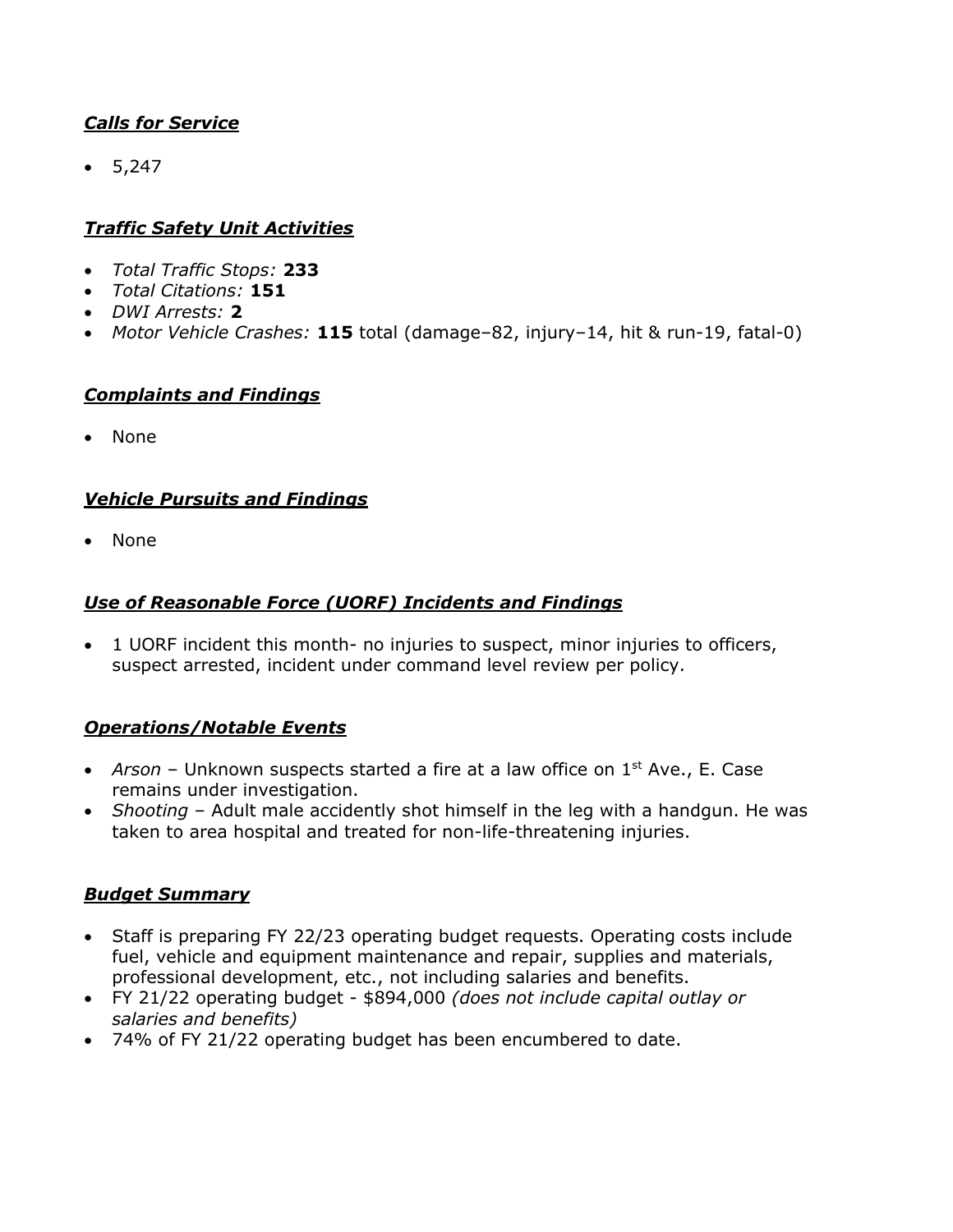### ***Calls for Service***

- 5,247

### ***Traffic Safety Unit Activities***

- *Total Traffic Stops:* **233**
- *Total Citations:* **151**
- *DWI Arrests:* **2**
- *Motor Vehicle Crashes:* **115** total (damage–82, injury–14, hit & run-19, fatal-0)

### ***Complaints and Findings***

- None

### ***Vehicle Pursuits and Findings***

- None

### ***Use of Reasonable Force (UORF) Incidents and Findings***

- 1 UORF incident this month- no injuries to suspect, minor injuries to officers, suspect arrested, incident under command level review per policy.

### ***Operations/Notable Events***

- *Arson* – Unknown suspects started a fire at a law office on 1st Ave., E. Case remains under investigation.
- *Shooting* – Adult male accidently shot himself in the leg with a handgun. He was taken to area hospital and treated for non-life-threatening injuries.

### ***Budget Summary***

- Staff is preparing FY 22/23 operating budget requests. Operating costs include fuel, vehicle and equipment maintenance and repair, supplies and materials, professional development, etc., not including salaries and benefits.
- FY 21/22 operating budget - $894,000 *(does not include capital outlay or salaries and benefits)*
- 74% of FY 21/22 operating budget has been encumbered to date.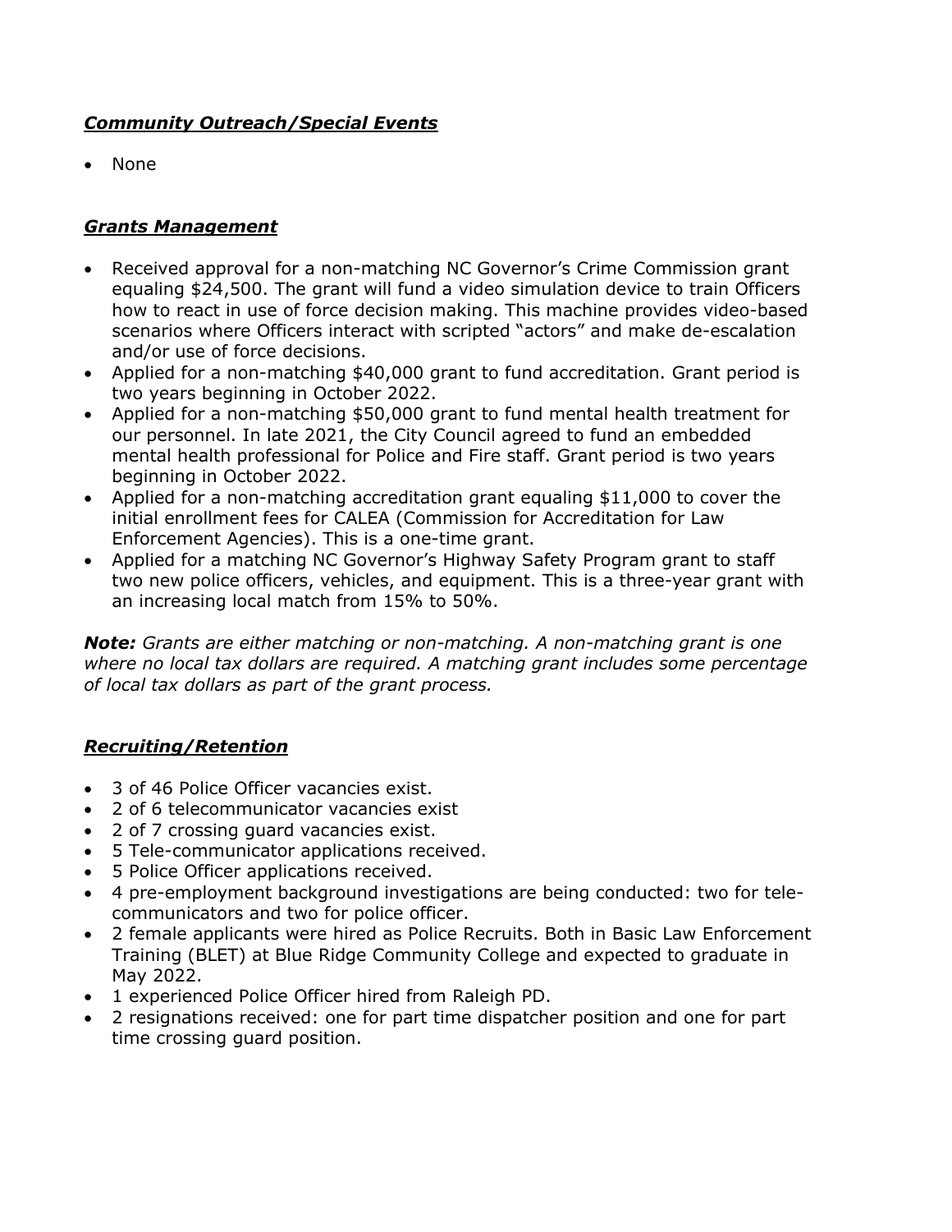***Community Outreach/Special Events***

- None

***Grants Management***

- Received approval for a non-matching NC Governor's Crime Commission grant equaling $24,500. The grant will fund a video simulation device to train Officers how to react in use of force decision making. This machine provides video-based scenarios where Officers interact with scripted "actors" and make de-escalation and/or use of force decisions.
- Applied for a non-matching $40,000 grant to fund accreditation. Grant period is two years beginning in October 2022.
- Applied for a non-matching $50,000 grant to fund mental health treatment for our personnel. In late 2021, the City Council agreed to fund an embedded mental health professional for Police and Fire staff. Grant period is two years beginning in October 2022.
- Applied for a non-matching accreditation grant equaling $11,000 to cover the initial enrollment fees for CALEA (Commission for Accreditation for Law Enforcement Agencies). This is a one-time grant.
- Applied for a matching NC Governor's Highway Safety Program grant to staff two new police officers, vehicles, and equipment. This is a three-year grant with an increasing local match from 15% to 50%.

***Note:*** *Grants are either matching or non-matching. A non-matching grant is one where no local tax dollars are required. A matching grant includes some percentage of local tax dollars as part of the grant process.*

***Recruiting/Retention***

- 3 of 46 Police Officer vacancies exist.
- 2 of 6 telecommunicator vacancies exist
- 2 of 7 crossing guard vacancies exist.
- 5 Tele-communicator applications received.
- 5 Police Officer applications received.
- 4 pre-employment background investigations are being conducted: two for tele-communicators and two for police officer.
- 2 female applicants were hired as Police Recruits. Both in Basic Law Enforcement Training (BLET) at Blue Ridge Community College and expected to graduate in May 2022.
- 1 experienced Police Officer hired from Raleigh PD.
- 2 resignations received: one for part time dispatcher position and one for part time crossing guard position.